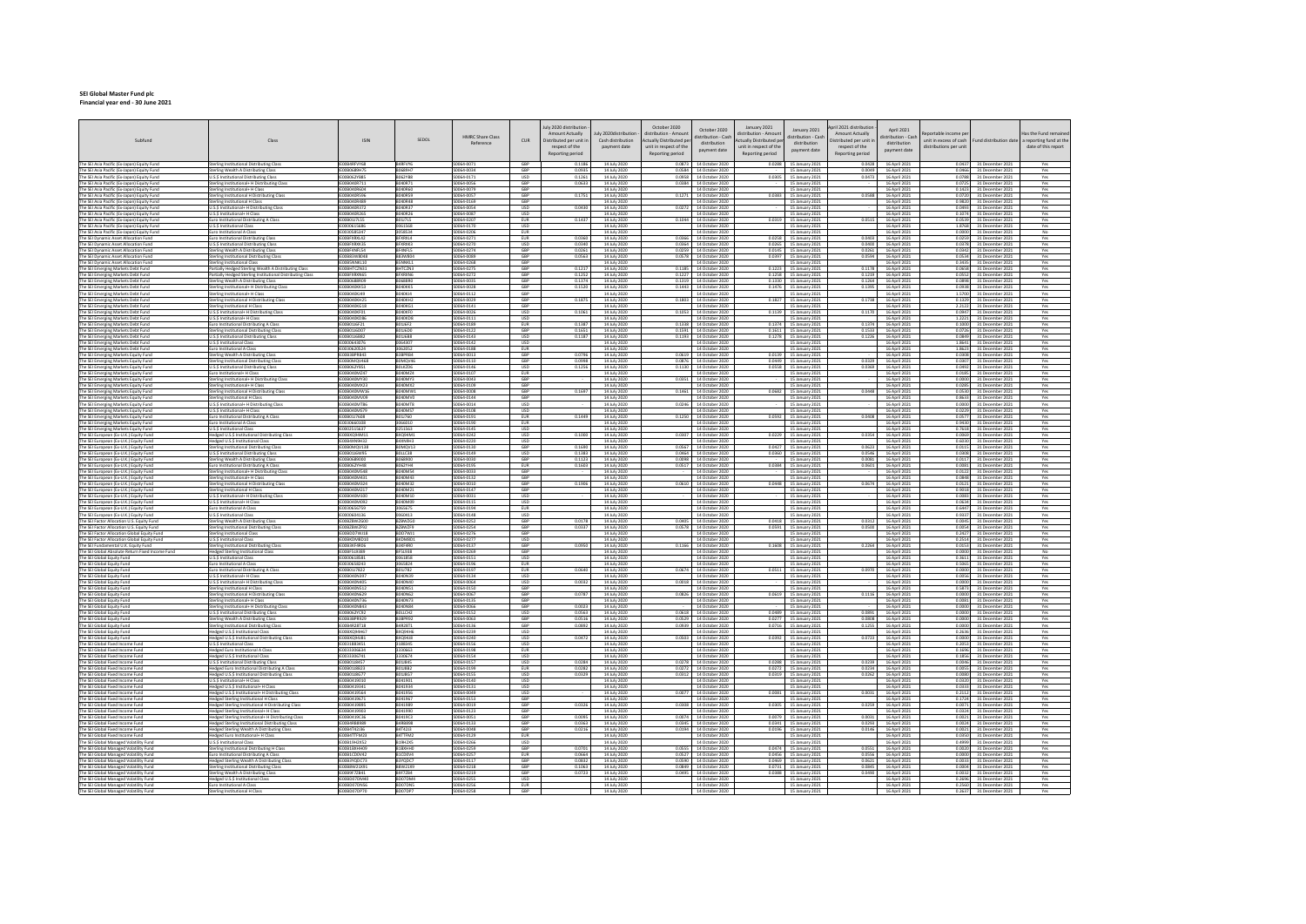**SEI Global Master Fund plc**

**Financial year end - 30 June 2021**

| Subfund | Class | ISIN | SEDOL | HMRC Share Class Reference | CUR | July 2020 distribution - Amount Actually Distributed per unit in respect of the Reporting period | July 2020distribution - Cash distribution payment date | October 2020 distribution - Amount Actually Distributed per unit in respect of the Reporting period | October 2020 distribution - Cash distribution payment date | January 2021 distribution - Amount Actually Distributed per unit in respect of the Reporting period | January 2021 distribution - Cash distribution payment date | April 2021 distribution - Amount Actually Distributed per unit in respect of the Reporting period | April 2021 distribution - Cash distribution payment date | Reportable income per unit in excess of cash distributions per unit | Fund distribution date | Has the Fund remained a reporting fund at the date of this report |
| --- | --- | --- | --- | --- | --- | --- | --- | --- | --- | --- | --- | --- | --- | --- | --- | --- |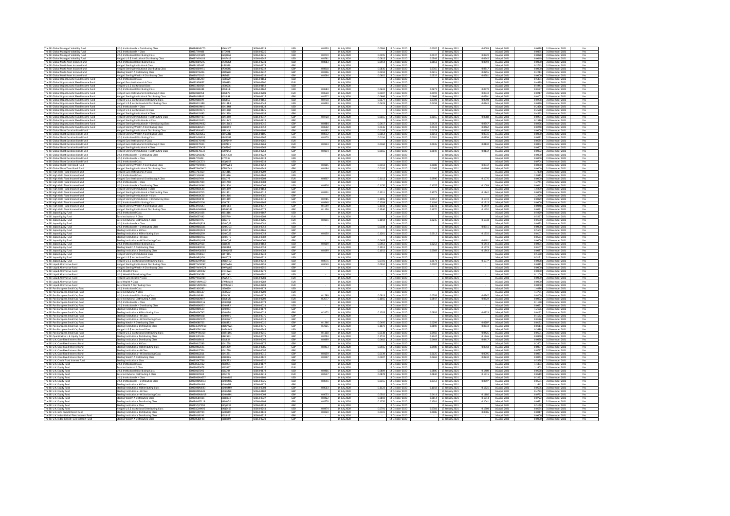| | | | | | | | | | | | | | | | | |
|---|---|---|---|---|---|---|---|---|---|---|---|---|---|---|---|---|
| The SEI Global Managed Volatility Fund | U.S.$ Institutional+ H Distributing Class | IE00BG6NSC70 | BG6NSC7 | 500emd-0223 | USD | 0.0259 | 14 July 2020 | 0.0084 | 14 October 2020 | 0.0007 | 15 January 2021 | 0.0084 | 16 April 2021 | 0.0028 | 31 December 2021 | Yes |
| The SEI Global Managed Volatility Fund | U.S.$ Institutional H Class | IE00B7TDYH40 | B7TDYH4 | 500emd-0225 | USD | | 14 July 2020 | | 14 October 2020 | | 15 January 2021 | | 16 April 2021 | 0.0695 | 31 December 2021 | Yes |
| The SEI Global Managed Volatility Fund | U.S.$ Institutional Distributing Class | IE00BQRCS689 | BQRCS68 | 500emd-0235 | USD | 0.0719 | 14 July 2020 | 0.0595 | 14 October 2020 | 0.0537 | 15 January 2021 | 0.0629 | 16 April 2021 | 0.0028 | 31 December 2021 | Yes |
| The SEI Global Managed Volatility Fund | Hedged U.S.$ Institutional Distributing Class | IE00BYWFH193 | BYWFH19 | 500emd-0247 | USD | 0.0763 | 14 July 2020 | 0.0655 | 14 October 2020 | 0.0549 | 15 January 2021 | 0.0645 | 16 April 2021 | 0.0049 | 31 December 2021 | Yes |
| The SEI Global Multi-Asset Income Fund | U.S.$ Institutional Distributing Class | IE00BK09V645 | BK09V64 | 500emd-0231 | USD | 0.0883 | 14 July 2020 | 0.0854 | 14 October 2020 | 0.0861 | 15 January 2021 | 0.0890 | 16 April 2021 | 0.0000 | 31 December 2021 | Yes |
| The SEI Global Multi-Asset Income Fund | Hedged Sterling Institutional Class | IE00BL495497 | BL49549 | 500emd-0278 | GBP | | 14 July 2020 | | 14 October 2020 | | 15 January 2021 | | 16 April 2021 | 0.3745 | 31 December 2021 | Yes |
| The SEI Global Multi-Asset Income Fund | Hedged Sterling Institutional Distributing Class | IE00BKX09H51 | BKX09H5 | 500emd-0232 | GBP | 0.0928 | 14 July 2020 | 0.0836 | 14 October 2020 | 0.0765 | 15 January 2021 | 0.0917 | 16 April 2021 | 0.0000 | 31 December 2021 | Yes |
| The SEI Global Multi-Asset Income Fund | Sterling Wealth A Distributing Class | IE00BK7TG206 | BK7TG20 | 500emd-0237 | GBP | 0.0306 | 14 July 2020 | 0.0299 | 14 October 2020 | 0.0215 | 15 January 2021 | 0.0256 | 16 April 2021 | 0.0213 | 31 December 2021 | Yes |
| The SEI Global Multi-Asset Income Fund | Hedged Sterling Wealth A Distributing Class | IE00BK7TG412 | BK7TG41 | 500emd-0238 | GBP | 0.0584 | 14 July 2020 | 0.0642 | 14 October 2020 | 0.0537 | 15 January 2021 | 0.0581 | 16 April 2021 | 0.0000 | 31 December 2021 | Yes |
| The SEI Global Opportunistic Fixed Income Fund | U.S.$ Institutional Class | IE0031881299 | 3188129 | 500emd-0161 | USD | | 14 July 2020 | | 14 October 2020 | | 15 January 2021 | | 16 April 2021 | 0.5854 | 31 December 2021 | Yes |
| The SEI Global Opportunistic Fixed Income Fund | Hedged Euro Institutional A Class | IE0033068672 | 3306867 | 500emd-0200 | EUR | | 14 July 2020 | | 14 October 2020 | | 15 January 2021 | | 16 April 2021 | 0.4439 | 31 December 2021 | Yes |
| The SEI Global Opportunistic Fixed Income Fund | Hedged U.S.$ Institutional Class | IE0033306964 | 3306696 | 500emd-0154 | USD | | 14 July 2020 | | 14 October 2020 | | 15 January 2021 | | 16 April 2021 | 0.4955 | 31 December 2021 | Yes |
| The SEI Global Opportunistic Fixed Income Fund | U.S.$ Institutional Distributing Class | IE00B01BM848 | B01BM84 | 500emd-0162 | USD | 0.0644 | 14 July 2020 | 0.0643 | 14 October 2020 | 0.0671 | 15 January 2021 | 0.0579 | 16 April 2021 | 0.0077 | 31 December 2021 | Yes |
| The SEI Global Opportunistic Fixed Income Fund | Hedged Euro Institutional Distributing A Class | IE00B018P968 | B018P96 | 500emd-0201 | EUR | 0.0628 | 14 July 2020 | 0.0587 | 14 October 2020 | 0.0550 | 15 January 2021 | 0.0533 | 16 April 2021 | 0.0217 | 31 December 2021 | Yes |
| The SEI Global Opportunistic Fixed Income Fund | Hedged Sterling Institutional Distributing Class | IE00B01BR884 | B01BR88 | 500emd-0127 | GBP | 0.0727 | 14 July 2020 | 0.0666 | 14 October 2020 | 0.0666 | 15 January 2021 | 0.0591 | 16 April 2021 | 0.0202 | 31 December 2021 | Yes |
| The SEI Global Opportunistic Fixed Income Fund | Hedged U.S.$ Institutional Distributing Class | IE00B01BS999 | B01BS99 | 500emd-0160 | USD | 0.0738 | 14 July 2020 | 0.0677 | 14 October 2020 | 0.0701 | 15 January 2021 | 0.0598 | 16 April 2021 | 0.0258 | 31 December 2021 | Yes |
| The SEI Global Opportunistic Fixed Income Fund | Hedged U.S.$ Institutional+ H Distributing Class | IE00B4311998 | B431199 | 500emd-0044 | USD | 0.0493 | 14 July 2020 | 0.0429 | 14 October 2020 | 0.0458 | 15 January 2021 | 0.0343 | 16 April 2021 | 0.0870 | 31 December 2021 | Yes |
| The SEI Global Opportunistic Fixed Income Fund | U.S.$ Institutional+ H Class | IE00B4319H44 | B4319H4 | 500emd-0124 | USD | | 14 July 2020 | | 14 October 2020 | | 15 January 2021 | | 16 April 2021 | 0.1976 | 31 December 2021 | Yes |
| The SEI Global Opportunistic Fixed Income Fund | Hedged U.S.$ Institutional+ H Class | IE00B4319Q76 | B4319Q7 | 500emd-0125 | USD | | 14 July 2020 | | 14 October 2020 | | 15 January 2021 | | 16 April 2021 | 0.2688 | 31 December 2021 | Yes |
| The SEI Global Opportunistic Fixed Income Fund | Hedged Sterling Institutional H Class | IE00B4319S95 | B4319S9 | 500emd-0158 | GBP | | 14 July 2020 | | 14 October 2020 | | 15 January 2021 | | 16 April 2021 | 0.4963 | 31 December 2021 | Yes |
| The SEI Global Opportunistic Fixed Income Fund | Hedged Sterling Institutional H Distributing Class | IE00B4319T03 | B4319T0 | 500emd-0047 | GBP | 0.0728 | 14 July 2020 | 0.0665 | 14 October 2020 | 0.0665 | 15 January 2021 | 0.0588 | 16 April 2021 | 0.0234 | 31 December 2021 | Yes |
| The SEI Global Opportunistic Fixed Income Fund | Hedged Sterling Institutional+ H Class | IE00B4319V25 | B4319V2 | 500emd-0126 | GBP | | 14 July 2020 | | 14 October 2020 | | 15 January 2021 | | 16 April 2021 | 0.2580 | 31 December 2021 | Yes |
| The SEI Global Opportunistic Fixed Income Fund | Hedged Sterling Institutional+ H Distributing Class | IE00B4319W32 | B4319W3 | 500emd-0046 | GBP | 0.0484 | 14 July 2020 | 0.0417 | 14 October 2020 | 0.0423 | 15 January 2021 | 0.0347 | 16 April 2021 | 0.0276 | 31 December 2021 | Yes |
| The SEI Global Opportunistic Fixed Income Fund | Hedged Sterling Wealth A Distributing Class | IE00B6B8S591 | B6B8S59 | 500emd-0053 | GBP | 0.0602 | 14 July 2020 | 0.0536 | 14 October 2020 | 0.0541 | 15 January 2021 | 0.0462 | 16 April 2021 | 0.0248 | 31 December 2021 | Yes |
| The SEI Global Short Duration Bond Fund | Hedged Sterling Institutional Distributing Class | IE00BJ9LN660 | BJ9LN66 | 500emd-0108 | GBP | 0.0183 | 14 July 2020 | 0.0195 | 14 October 2020 | 0.0178 | 15 January 2021 | 0.0159 | 16 April 2021 | 0.0000 | 31 December 2021 | Yes |
| The SEI Global Short Duration Bond Fund | Hedged Sterling Wealth A Distributing Class | IE00BYVNX626 | BYVNX62 | 500emd-0106 | GBP | 0.0052 | 14 July 2020 | 0.0064 | 14 October 2020 | 0.0051 | 15 January 2021 | 0.0031 | 16 April 2021 | 0.0000 | 31 December 2021 | Yes |
| The SEI Global Short Duration Bond Fund | U.S.$ Institutional Distributing Class | IE00BSV0N935 | BSV0N93 | 500emd-0267 | USD | 0.0179 | 14 July 2020 | 0.0194 | 14 October 2020 | 0.0181 | 15 January 2021 | 0.0156 | 16 April 2021 | 0.0022 | 31 December 2021 | Yes |
| The SEI Global Short Duration Bond Fund | Hedged Euro Institutional A Class | IE00B07DVH96 | B07DVH9 | 500emd-0260 | EUR | | 14 July 2020 | | 14 October 2020 | | 15 January 2021 | | 16 April 2021 | 0.0584 | 31 December 2021 | Yes |
| The SEI Global Short Duration Bond Fund | Hedged Euro Institutional Distributing A Class | IE00B07DJ112 | B07DJ11 | 500emd-0261 | EUR | 0.0144 | 14 July 2020 | 0.0160 | 14 October 2020 | 0.0145 | 15 January 2021 | 0.0130 | 16 April 2021 | 0.0002 | 31 December 2021 | Yes |
| The SEI Global Short Duration Bond Fund | Hedged Sterling Institutional H Class | IE00B07DK226 | B07DK22 | 500emd-0262 | GBP | | 14 July 2020 | | 14 October 2020 | | 15 January 2021 | | 16 April 2021 | 0.0607 | 31 December 2021 | Yes |
| The SEI Global Short Duration Bond Fund | Hedged Sterling Institutional H Distributing Class | IE00B07DL323 | B07DL32 | 500emd-0263 | GBP | 0.0154 | 14 July 2020 | 0.0166 | 14 October 2020 | 0.0149 | 15 January 2021 | 0.0132 | 16 April 2021 | 0.0002 | 31 December 2021 | Yes |
| The SEI Global Short Duration Bond Fund | U.S.$ Institutional+ H Distributing Class | IE00BG6N3D87 | BG6N3D8 | 500emd-0222 | USD | | 14 July 2020 | | 14 October 2020 | | 15 January 2021 | | 16 April 2021 | 0.0000 | 31 December 2021 | Yes |
| The SEI Global Short Duration Bond Fund | U.S.$ Institutional+ H Class | IE00B7TDY098 | B7TDY09 | 500emd-0224 | USD | | 14 July 2020 | | 14 October 2020 | | 15 January 2021 | | 16 April 2021 | 0.0000 | 31 December 2021 | Yes |
| The SEI Global Short Duration Bond Fund | U.S.$ Institutional Class | IE00BG6C5T27 | BG6C5T2 | 500emd-0234 | USD | | 14 July 2020 | | 14 October 2020 | | 15 January 2021 | | 16 April 2021 | 0.0704 | 31 December 2021 | Yes |
| The SEI Global Short Term Bond Fund | Hedged Sterling Wealth A Distributing Class | IE00BYVVW311 | BYVVW31 | 500emd-0253 | GBP | 0.0105 | 14 July 2020 | 0.0122 | 14 October 2020 | 0.0088 | 15 January 2021 | 0.0032 | 16 April 2021 | 0.0000 | 31 December 2021 | Yes |
| The SEI Global Short Term Bond Fund | Hedged Sterling Institutional Distributing Class | IE00BZWWZH17 | BZWWZH1 | 500emd-0249 | GBP | 0.0184 | 14 July 2020 | 0.0192 | 14 October 2020 | 0.0165 | 15 January 2021 | 0.0108 | 16 April 2021 | 0.0000 | 31 December 2021 | Yes |
| The SEI High Yield Fixed Income Fund | Hedged Euro Institutional A Class | IE0032713369 | 3271336 | 500emd-0202 | EUR | | 14 July 2020 | | 14 October 2020 | | 15 January 2021 | | 16 April 2021 | 1.7490 | 31 December 2021 | Yes |
| The SEI High Yield Fixed Income Fund | U.S.$ Institutional Class | IE0033162623 | 3316262 | 500emd-0164 | USD | | 14 July 2020 | | 14 October 2020 | | 15 January 2021 | | 16 April 2021 | 2.8615 | 31 December 2021 | Yes |
| The SEI High Yield Fixed Income Fund | Hedged Euro Institutional Distributing A Class | IE00B01T7F98 | B01T7F9 | 500emd-0203 | EUR | 0.0867 | 14 July 2020 | 0.1112 | 14 October 2020 | 0.0996 | 15 January 2021 | 0.1076 | 16 April 2021 | 0.0000 | 31 December 2021 | Yes |
| The SEI High Yield Fixed Income Fund | U.S.$ Institutional H Class | IE00B01T7809 | B01T780 | 500emd-0084 | USD | | 14 July 2020 | | 14 October 2020 | | 15 January 2021 | | 16 April 2021 | 1.2741 | 31 December 2021 | Yes |
| The SEI High Yield Fixed Income Fund | U.S.$ Institutional+ H Distributing Class | IE00B418B043 | B418B04 | 500emd-0009 | USD | 0.0826 | 14 July 2020 | 0.1170 | 14 October 2020 | 0.1057 | 15 January 2021 | 0.1084 | 16 April 2021 | 0.0041 | 31 December 2021 | Yes |
| The SEI High Yield Fixed Income Fund | Hedged Sterling Institutional H Class | IE00B418B597 | B418B59 | 500emd-0163 | GBP | | 14 July 2020 | | 14 October 2020 | | 15 January 2021 | | 16 April 2021 | 1.5959 | 31 December 2021 | Yes |
| The SEI High Yield Fixed Income Fund | Hedged Sterling Institutional H Distributing Class | IE00B418714 | B418714 | 500emd-0012 | GBP | 0.0991 | 14 July 2020 | 0.1211 | 14 October 2020 | 0.1075 | 15 January 2021 | 0.1142 | 16 April 2021 | 0.0000 | 31 December 2021 | Yes |
| The SEI High Yield Fixed Income Fund | Hedged Sterling Institutional+ H Class | IE00B418CG03 | B418CG0 | 500emd-0085 | GBP | | 14 July 2020 | | 14 October 2020 | | 15 January 2021 | | 16 April 2021 | 1.3250 | 31 December 2021 | Yes |
| The SEI High Yield Fixed Income Fund | Hedged Sterling Institutional+ H Distributing Class | IE00B418F916 | B418F91 | 500emd-0011 | GBP | 0.0781 | 14 July 2020 | 0.1096 | 14 October 2020 | 0.0957 | 15 January 2021 | 0.1059 | 16 April 2021 | 0.0029 | 31 December 2021 | Yes |
| The SEI High Yield Fixed Income Fund | U.S.$ Institutional Distributing Class | IE00B6ZR2B16 | B6ZR2B1 | 500emd-0165 | USD | 0.0948 | 14 July 2020 | 0.1299 | 14 October 2020 | 0.1188 | 15 January 2021 | 0.1215 | 16 April 2021 | 0.0000 | 31 December 2021 | Yes |
| The SEI High Yield Fixed Income Fund | Hedged Sterling Wealth A Distributing Class | IE00B1ELF047 | B1ELF04 | 500emd-0017 | GBP | 0.1098 | 14 July 2020 | 0.1518 | 14 October 2020 | 0.1341 | 15 January 2021 | 0.1419 | 16 April 2021 | 0.0048 | 31 December 2021 | Yes |
| The SEI High Yield Fixed Income Fund | Hedged Sterling Institutional Distributing Class | IE00BWN4G866 | BWN4G86 | 500emd-0078 | GBP | 0.1116 | 14 July 2020 | 0.1540 | 14 October 2020 | 0.1370 | 15 January 2021 | 0.1452 | 16 April 2021 | 0.0061 | 31 December 2021 | Yes |
| The SEI Japan Equity Fund | U.S.$ Institutional Class | IE0006161468 | 0616146 | 500emd-0167 | USD | | 14 July 2020 | | 14 October 2020 | | 15 January 2021 | | 16 April 2021 | 0.5629 | 31 December 2021 | Yes |
| The SEI Japan Equity Fund | Euro Institutional A Class | IE0030617492 | 3061749 | 500emd-0166 | EUR | | 14 July 2020 | | 14 October 2020 | | 15 January 2021 | | 16 April 2021 | 0.5267 | 31 December 2021 | Yes |
| The SEI Japan Equity Fund | Euro Institutional Distributing A Class | IE00B01T7F95 | B01T7F9 | 500emd-0205 | EUR | 0.0111 | 14 July 2020 | 0.1044 | 14 October 2020 | 0.0345 | 15 January 2021 | 0.1538 | 16 April 2021 | 0.0050 | 31 December 2021 | Yes |
| The SEI Japan Equity Fund | U.S.$ Institutional H Class | IE00B40QP298 | B40QP29 | 500emd-0081 | USD | | 14 July 2020 | | 14 October 2020 | | 15 January 2021 | | 16 April 2021 | 0.0425 | 31 December 2021 | Yes |
| The SEI Japan Equity Fund | U.S.$ Institutional+ H Distributing Class | IE00B40QQ320 | B40QQ32 | 500emd-0059 | USD | | 14 July 2020 | 0.0300 | 14 October 2020 | - | 15 January 2021 | 0.0311 | 16 April 2021 | 0.0000 | 31 December 2021 | Yes |
| The SEI Japan Equity Fund | Sterling Institutional H Class | IE00B40QR401 | B40QR40 | 500emd-0164 | GBP | | 14 July 2020 | | 14 October 2020 | | 15 January 2021 | | 16 April 2021 | 0.5602 | 31 December 2021 | Yes |
| The SEI Japan Equity Fund | Sterling Institutional H Distributing Class | IE00B40QS599 | B40QS59 | 500emd-0051 | GBP | 0.0158 | 14 July 2020 | 0.1261 | 14 October 2020 | 0.0412 | 15 January 2021 | 0.1735 | 16 April 2021 | 0.0107 | 31 December 2021 | Yes |
| The SEI Japan Equity Fund | Sterling Institutional+ H Class | IE00B40QT766 | B40QT76 | 500emd-0082 | GBP | | 14 July 2020 | | 14 October 2020 | | 15 January 2021 | | 16 April 2021 | 0.0564 | 31 December 2021 | Yes |
| The SEI Japan Equity Fund | Sterling Institutional+ H Distributing Class | IE00B40QV846 | B40QV84 | 500emd-0061 | GBP | | 14 July 2020 | 0.0485 | 14 October 2020 | - | 15 January 2021 | 0.0481 | 16 April 2021 | 0.0000 | 31 December 2021 | Yes |
| The SEI Japan Equity Fund | U.S.$ Institutional Distributing Class | IE00B6ZPNV68 | B6ZPNV6 | 500emd-0168 | USD | 0.0109 | 14 July 2020 | 0.0963 | 14 October 2020 | 0.0252 | 15 January 2021 | 0.1414 | 16 April 2021 | 0.0074 | 31 December 2021 | Yes |
| The SEI Japan Equity Fund | Sterling Wealth A Distributing Class | IE00B6B903 | B6B903 | 500emd-0058 | GBP | | 14 July 2020 | 0.1053 | 14 October 2020 | 0.0296 | 15 January 2021 | 0.1474 | 16 April 2021 | 0.0107 | 31 December 2021 | Yes |
| The SEI Japan Equity Fund | Sterling Institutional Distributing Class | IE00BWN4D682 | BWN4D68 | 500emd-0080 | GBP | 0.0199 | 14 July 2020 | 0.1352 | 14 October 2020 | 0.0469 | 15 January 2021 | 0.1843 | 16 April 2021 | 0.0087 | 31 December 2021 | Yes |
| The SEI Japan Equity Fund | Hedged Sterling Institutional Class | IE00B7T9B54 | B7T9B5 | 500emd-0248 | GBP | | 14 July 2020 | | 14 October 2020 | | 15 January 2021 | | 16 April 2021 | 0.5180 | 31 December 2021 | Yes |
| The SEI Japan Equity Fund | Hedged U.S.$ Institutional Class | IE00BHQYS101 | BHQYS10 | 500emd-0231 | USD | | 14 July 2020 | | 14 October 2020 | | 15 January 2021 | | 16 April 2021 | 0.5155 | 31 December 2021 | Yes |
| The SEI Japan Equity Fund | Hedged U.S.$ Institutional Distributing Class | IE00BQHJHN28 | BQHJHN2 | 500emd-0243 | USD | 0.0071 | 14 July 2020 | 0.0701 | 14 October 2020 | 0.0171 | 15 January 2021 | 0.1077 | 16 April 2021 | 0.0078 | 31 December 2021 | Yes |
| The SEI Japan Equity Fund | Hedged Sterling Institutional Distributing Class | IE00BYVWWF07 | BYVWWF0 | 500emd-0251 | GBP | 0.0049 | 14 July 2020 | 0.0850 | 14 October 2020 | 0.0007 | 15 January 2021 | - | 16 April 2021 | 0.0815 | 31 December 2021 | Yes |
| The SEI Japan Equity Fund | Hedged Sterling Wealth A Distributing Class | IE00BYVWG574 | BYVWG57 | 500emd-0250 | GBP | | 14 July 2020 | | 14 October 2020 | | 15 January 2021 | | 16 April 2021 | 0.0000 | 31 December 2021 | Yes |
| The SEI Liquid Alternative Fund | U.S.$ Wealth P Class | IE00BF5XKW32 | BF5XKW3 | 500emd-0278 | USD | | 14 July 2020 | | 14 October 2020 | | 15 January 2021 | | 16 April 2021 | 0.0000 | 31 December 2021 | Yes |
| The SEI Liquid Alternative Fund | U.S.$ Wealth P Distributing Class | IE00BF5XKX58 | BF5XKX5 | 500emd-0280 | USD | | 14 July 2020 | | 14 October 2020 | | 15 January 2021 | | 16 April 2021 | 0.1100 | 31 December 2021 | Yes |
| The SEI Liquid Alternative Fund | Hedged Euro Wealth P Class | IE00BYWSZH19 | BYWSZH1 | 500emd-0281 | EUR | | 14 July 2020 | | 14 October 2020 | | 15 January 2021 | | 16 April 2021 | 0.0000 | 31 December 2021 | Yes |
| The SEI Liquid Alternative Fund | Euro Wealth P Class | IE00BMVMN107 | BMVMN10 | 500emd-0282 | EUR | | 14 July 2020 | | 14 October 2020 | | 15 January 2021 | | 16 April 2021 | 0.0000 | 31 December 2021 | Yes |
| The SEI Liquid Alternative Fund | Euro Wealth P Distributing Class | IE00BMVMN214 | BMVMN21 | 500emd-0283 | EUR | | 14 July 2020 | | 14 October 2020 | | 15 January 2021 | | 16 April 2021 | 0.0000 | 31 December 2021 | Yes |
| The SEI Pan European Small Cap Fund | U.S.$ Institutional Class | IE0033306295 | 3330629 | 500emd-0173 | USD | | 14 July 2020 | | 14 October 2020 | | 15 January 2021 | | 16 April 2021 | 1.4086 | 31 December 2021 | Yes |
| The SEI Pan European Small Cap Fund | Euro Institutional A Class | IE0033306227 | 3330622 | 500emd-0208 | EUR | | 14 July 2020 | | 14 October 2020 | | 15 January 2021 | | 16 April 2021 | 1.3235 | 31 December 2021 | Yes |
| The SEI Pan European Small Cap Fund | U.S.$ Institutional Distributing Class | IE00B01LC168 | B01LC16 | 500emd-0174 | USD | 0.1789 | 14 July 2020 | 0.0853 | 14 October 2020 | 0.0795 | 15 January 2021 | 0.0747 | 16 April 2021 | 0.0209 | 31 December 2021 | Yes |
| The SEI Pan European Small Cap Fund | Euro Institutional Distributing A Class | IE00B01S6M99 | B01S6M9 | 500emd-0209 | EUR | 0.2077 | 14 July 2020 | 0.1005 | 14 October 2020 | 0.0847 | 15 January 2021 | 0.0829 | 16 April 2021 | 0.0052 | 31 December 2021 | Yes |
| The SEI Pan European Small Cap Fund | U.S.$ Institutional H Class | IE00B40K0Q16 | B40K0Q1 | 500emd-0074 | USD | | 14 July 2020 | | 14 October 2020 | | 15 January 2021 | | 16 April 2021 | 0.1160 | 31 December 2021 | Yes |
| The SEI Pan European Small Cap Fund | U.S.$ Institutional+ H Distributing Class | IE00B40K0R23 | B40K0R2 | 500emd-0021 | USD | | 14 July 2020 | | 14 October 2020 | | 15 January 2021 | | 16 April 2021 | 0.0051 | 31 December 2021 | Yes |
| The SEI Pan European Small Cap Fund | Sterling Institutional H Class | IE00B40K0S30 | B40K0S3 | 500emd-0172 | GBP | | 14 July 2020 | | 14 October 2020 | | 15 January 2021 | | 16 April 2021 | 1.2176 | 31 December 2021 | Yes |
| The SEI Pan European Small Cap Fund | Sterling Institutional H Distributing Class | IE00B40K0T47 | B40K0T4 | 500emd-0024 | GBP | 0.2472 | 14 July 2020 | 0.1205 | 14 October 2020 | 0.0992 | 15 January 2021 | 0.0925 | 16 April 2021 | 0.0162 | 31 December 2021 | Yes |
| The SEI Pan European Small Cap Fund | Sterling Institutional+ H Class | IE00B40KV6 | B40KV6 | 500emd-0075 | GBP | | 14 July 2020 | | 14 October 2020 | | 15 January 2021 | | 16 April 2021 | 0.1682 | 31 December 2021 | Yes |
| The SEI Pan European Small Cap Fund | Sterling Institutional+ H Distributing Class | IE00B40KW75 | B40KW7 | 500emd-0023 | GBP | | 14 July 2020 | | 14 October 2020 | | 15 January 2021 | | 16 April 2021 | 0.0526 | 31 December 2021 | Yes |
| The SEI Pan European Small Cap Fund | Sterling Wealth A Distributing Class | IE00B6B8T23 | B6B8T2 | 500emd-0020 | GBP | 0.1366 | 14 July 2020 | 0.0695 | 14 October 2020 | 0.0299 | 15 January 2021 | 0.0207 | 16 April 2021 | 0.0532 | 31 December 2021 | Yes |
| The SEI Pan European Small Cap Fund | Sterling Institutional Distributing Class | IE00BWN4FW18 | BWN4FW1 | 500emd-0079 | GBP | 0.2165 | 14 July 2020 | 0.1073 | 14 October 2020 | 0.0890 | 15 January 2021 | 0.0833 | 16 April 2021 | 0.0513 | 31 December 2021 | Yes |
| The SEI Pan European Small Cap Fund | Hedged U.S.$ Institutional Class | IE00BYT41V46 | BYT41V4 | 500emd-0245 | USD | | 14 July 2020 | | 14 October 2020 | | 15 January 2021 | | 16 April 2021 | 0.3688 | 31 December 2021 | Yes |
| The SEI Pan European Small Cap Fund | Hedged U.S.$ Institutional Distributing Class | IE00BYT41X69 | BYT41X6 | 500emd-0246 | USD | 0.1160 | 14 July 2020 | 0.0538 | 14 October 2020 | 0.0460 | 15 January 2021 | 0.0426 | 16 April 2021 | 0.0031 | 31 December 2021 | Yes |
| The SEI Quantitative U.K. Equity Fund | Sterling Institutional Distributing Class | IE00B6F5X36 | B6F5X3 | 500emd-0073 | GBP | 0.0794 | 14 July 2020 | 0.1733 | 14 October 2020 | 0.1147 | 15 January 2021 | 0.1746 | 16 April 2021 | 0.0940 | 31 December 2021 | Yes |
| The SEI U.K. Core Fixed Interest Fund | Sterling Institutional Distributing Class | IE00B01BXX2 | B01BX | 500emd-0095 | GBP | 0.0499 | 14 July 2020 | 0.0482 | 14 October 2020 | 0.0464 | 15 January 2021 | 0.0417 | 16 April 2021 | 0.0036 | 31 December 2021 | Yes |
| The SEI U.K. Core Fixed Interest Fund | Sterling Institutional H Class | IE00B412S89 | B412S8 | 500emd-0175 | GBP | | 14 July 2020 | | 14 October 2020 | | 15 January 2021 | | 16 April 2021 | 0.2602 | 31 December 2021 | Yes |
| The SEI U.K. Core Fixed Interest Fund | Sterling Institutional H Distributing Class | IE00B412696 | B41269 | 500emd-0006 | GBP | 0.0433 | 14 July 2020 | 0.0416 | 14 October 2020 | 0.0400 | 15 January 2021 | 0.0354 | 16 April 2021 | 0.0037 | 31 December 2021 | Yes |
| The SEI U.K. Core Fixed Interest Fund | Sterling Institutional+ H Class | IE00B412704 | B41270 | 500emd-0097 | GBP | | 14 July 2020 | | 14 October 2020 | | 15 January 2021 | | 16 April 2021 | 0.0727 | 31 December 2021 | Yes |
| The SEI U.K. Core Fixed Interest Fund | Sterling Institutional+ H Distributing Class | IE00B412811 | B41281 | 500emd-0016 | GBP | 0.0159 | 14 July 2020 | 0.0139 | 14 October 2020 | 0.0125 | 15 January 2021 | 0.0095 | 16 April 2021 | 0.0037 | 31 December 2021 | Yes |
| The SEI U.K. Core Fixed Interest Fund | Sterling Wealth A Distributing Class | IE00B6B8C64 | B6B8C6 | 500emd-0120 | GBP | 0.0307 | 14 July 2020 | 0.0287 | 14 October 2020 | 0.0269 | 15 January 2021 | 0.0235 | 16 April 2021 | 0.0043 | 31 December 2021 | Yes |
| The SEI U.K. Credit Fixed Interest Fund | Sterling Institutional Class | IE00B9K7T38 | B9K7T3 | 500emd-0238 | GBP | | 14 July 2020 | | 14 October 2020 | | 15 January 2021 | | 16 April 2021 | 0.5378 | 31 December 2021 | Yes |
| The SEI U.K. Equity Fund | U.S.$ Institutional Class | IE0006023312 | 0602331 | 500emd-0177 | USD | | 14 July 2020 | | 14 October 2020 | | 15 January 2021 | | 16 April 2021 | 1.1853 | 31 December 2021 | Yes |
| The SEI U.K. Equity Fund | Euro Institutional A Class | IE0030656276 | 3065627 | 500emd-0210 | EUR | | 14 July 2020 | | 14 October 2020 | | 15 January 2021 | | 16 April 2021 | 1.1603 | 31 December 2021 | Yes |
| The SEI U.K. Equity Fund | U.S.$ Institutional Distributing Class | IE00B01T7046 | B01T704 | 500emd-0178 | USD | 0.0466 | 14 July 2020 | 0.0809 | 14 October 2020 | 0.0806 | 15 January 2021 | 0.1400 | 16 April 2021 | 0.0678 | 31 December 2021 | Yes |
| The SEI U.K. Equity Fund | Euro Institutional Distributing A Class | IE00B01T7269 | B01T726 | 500emd-0211 | EUR | 0.0527 | 14 July 2020 | 0.0874 | 14 October 2020 | 0.0849 | 15 January 2021 | 0.1513 | 16 April 2021 | 0.0519 | 31 December 2021 | Yes |
| The SEI U.K. Equity Fund | U.S.$ Institutional+ H Class | IE00B40MGS57 | B40MGS5 | 500emd-0101 | USD | | 14 July 2020 | | 14 October 2020 | | 15 January 2021 | | 16 April 2021 | 0.3262 | 31 December 2021 | Yes |
| The SEI U.K. Equity Fund | U.S.$ Institutional+ H Distributing Class | IE00B40MHF46 | B40MHF4 | 500emd-0005 | USD | 0.0041 | 14 July 2020 | 0.0355 | 14 October 2020 | 0.0312 | 15 January 2021 | 0.0897 | 16 April 2021 | 0.0604 | 31 December 2021 | Yes |
| The SEI U.K. Equity Fund | Sterling Institutional H Class | IE00B40MJ80 | B40MJ8 | 500emd-0176 | GBP | | 14 July 2020 | | 14 October 2020 | | 15 January 2021 | | 16 April 2021 | 1.1642 | 31 December 2021 | Yes |
| The SEI U.K. Equity Fund | Sterling Institutional H Distributing Class | IE00B40MK93 | B40MK9 | 500emd-0004 | GBP | 0.0663 | 14 July 2020 | 0.1122 | 14 October 2020 | 0.1058 | 15 January 2021 | 0.1821 | 16 April 2021 | 0.0696 | 31 December 2021 | Yes |
| The SEI U.K. Equity Fund | Sterling Institutional+ H Class | IE00B40ML01 | B40ML0 | 500emd-0102 | GBP | | 14 July 2020 | | 14 October 2020 | | 15 January 2021 | | 16 April 2021 | 0.4773 | 31 December 2021 | Yes |
| The SEI U.K. Equity Fund | Sterling Institutional+ H Distributing Class | IE00B40MM18 | B40MM1 | 500emd-0003 | GBP | 0.0057 | 14 July 2020 | 0.0502 | 14 October 2020 | 0.0414 | 15 January 2021 | 0.1186 | 16 April 2021 | 0.0762 | 31 December 2021 | Yes |
| The SEI U.K. Equity Fund | Sterling Wealth A Distributing Class | IE00B6B9331 | B6B933 | 500emd-0027 | GBP | 0.0422 | 14 July 2020 | 0.0892 | 14 October 2020 | 0.0814 | 15 January 2021 | 0.1614 | 16 April 2021 | 0.0722 | 31 December 2021 | Yes |
| The SEI U.K. Equity Fund | Sterling Institutional Distributing Class | IE00BWN4D519 | BWN4D51 | 500emd-0100 | GBP | 0.0778 | 14 July 2020 | 0.1270 | 14 October 2020 | 0.1201 | 15 January 2021 | 0.2041 | 16 April 2021 | 0.0671 | 31 December 2021 | Yes |
| The SEI U.K. Equity Fund | Sterling Institutional Class | IE00BQ6C3S8 | BQ6C3S | 500emd-0233 | GBP | | 14 July 2020 | | 14 October 2020 | | 15 January 2021 | | 16 April 2021 | 0.5158 | 31 December 2021 | Yes |
| The SEI U.K. Equity Fund | Hedged U.S.$ Institutional Distributing Class | IE00BQHJHM94 | BQHJHM9 | 500emd-0241 | USD | 0.0478 | 14 July 2020 | 0.0791 | 14 October 2020 | 0.0785 | 15 January 2021 | 0.1304 | 16 April 2021 | 0.0634 | 31 December 2021 | Yes |
| The SEI U.K. Gilts Fixed Interest Fund | Sterling Institutional Distributing Class | IE00B9RFY94 | B9RFY9 | 500emd-0139 | GBP | 0.0226 | 14 July 2020 | 0.0281 | 14 October 2020 | 0.0086 | 15 January 2021 | 0.0006 | 16 April 2021 | 0.0037 | 31 December 2021 | Yes |
| The SEI U.K. Index-Linked Fixed Interest Fund | Sterling Institutional Class | IE00B01G1193 | B01G119 | 500emd-0227 | GBP | | 14 July 2020 | | 14 October 2020 | | 15 January 2021 | | 16 April 2021 | 0.0000 | 31 December 2021 | Yes |
| The SEI U.K. Index-Linked Fixed Interest Fund | Sterling Wealth A Distributing Class | IE00B6B8FF93 | B6B8FF9 | 500emd-0228 | GBP | | 14 July 2020 | | 14 October 2020 | | 15 January 2021 | | 16 April 2021 | 0.0000 | 31 December 2021 | Yes |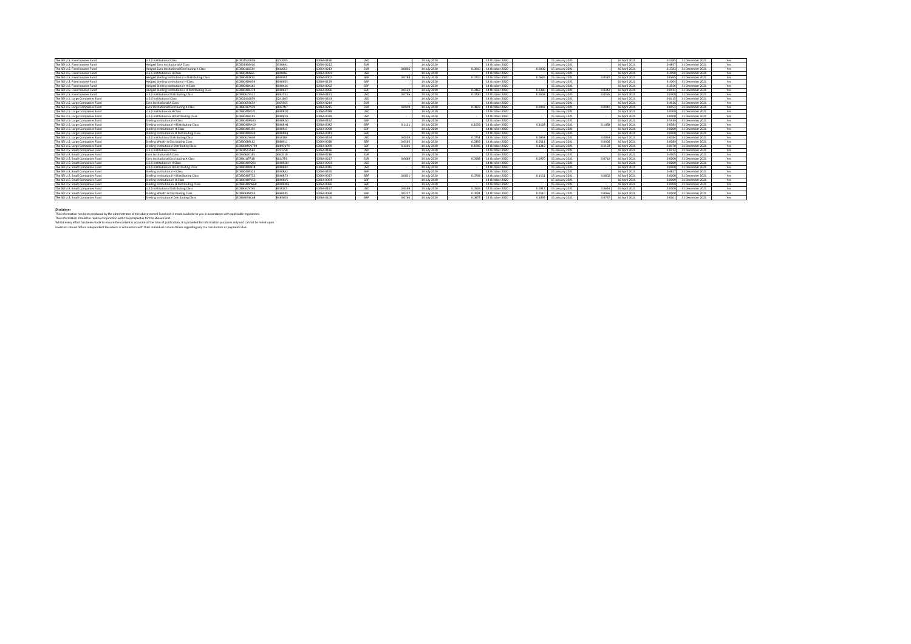| | | | | | | | | | | | | | | | | |
|---|---|---|---|---|---|---|---|---|---|---|---|---|---|---|---|---|
| The SEI U.S. Fixed Income Fund | U.S.$ Institutional Class | IE00B52D0058 | B52D0D5 | S0064-0180 | USD | - | 14 July 2020 | - | 14 October 2020 | - | 15 January 2021 | - | 16 April 2021 | 0.5295 | 31 December 2021 | Yes |
| The SEI U.S. Fixed Income Fund | Hedged Euro Institutional A Class | IE00B3BSN410 | B3BSN41 | S0064-0212 | EUR | - | 14 July 2020 | - | 14 October 2020 | - | 15 January 2021 | - | 16 April 2021 | 0.4657 | 31 December 2021 | Yes |
| The SEI U.S. Fixed Income Fund | Hedged Euro Institutional Distributing A Class | IE00B7D6G419 | B7D6G41 | S0064-0213 | EUR | 0.0005 | 14 July 2020 | 0.0010 | 14 October 2020 | 0.0000 | 15 January 2021 | - | 16 April 2021 | 0.2783 | 31 December 2021 | Yes |
| The SEI U.S. Fixed Income Fund | U.S.$ Institutional+ H Class | IE00B40K0S66 | B40K0S6 | S0064-0091 | USD | - | 14 July 2020 | - | 14 October 2020 | - | 15 January 2021 | - | 16 April 2021 | 0.2990 | 31 December 2021 | Yes |
| The SEI U.S. Fixed Income Fund | Hedged Sterling Institutional H Distributing Class | IE00B40K0X10 | B40K0X1 | S0064-0007 | GBP | 0.0788 | 14 July 2020 | 0.0759 | 14 October 2020 | 0.0626 | 15 January 2021 | 0.0587 | 16 April 2021 | 0.0365 | 31 December 2021 | Yes |
| The SEI U.S. Fixed Income Fund | Hedged Sterling Institutional H Class | IE00B40K0Z54 | B40K0Z5 | S0064-0179 | GBP | - | 14 July 2020 | - | 14 October 2020 | - | 15 January 2021 | - | 16 April 2021 | 9.3304 | 31 December 2021 | Yes |
| The SEI U.S. Fixed Income Fund | Hedged Sterling Institutional+ H Class | IE00B40K1161 | B40K116 | S0064-0092 | GBP | - | 14 July 2020 | - | 14 October 2020 | - | 15 January 2021 | - | 16 April 2021 | 0.2826 | 31 December 2021 | Yes |
| The SEI U.S. Fixed Income Fund | Hedged Sterling Institutional+ H Distributing Class | IE00B40K1278 | B40K127 | S0064-0006 | GBP | 0.0539 | 14 July 2020 | 0.0463 | 14 October 2020 | 0.0380 | 15 January 2021 | 0.0343 | 16 April 2021 | 0.0411 | 31 December 2021 | Yes |
| The SEI U.S. Fixed Income Fund | U.S.$ Institutional Distributing Class | IE00B6QYS21 | B6QYS2 | S0064-0181 | USD | 0.0796 | 14 July 2020 | 0.0740 | 14 October 2020 | 0.0658 | 15 January 2021 | 0.0596 | 16 April 2021 | 0.0900 | 31 December 2021 | Yes |
| The SEI U.S. Large Companies Fund | U.S.$ Institutional Class | IE00B24BJ469 | B24BJ46 | S0064-0183 | USD | - | 14 July 2020 | - | 14 October 2020 | - | 15 January 2021 | - | 16 April 2021 | 0.8115 | 31 December 2021 | Yes |
| The SEI U.S. Large Companies Fund | Euro Institutional A Class | IE00B3GN9S54 | B3GN9S5 | S0064-0214 | EUR | - | 14 July 2020 | - | 14 October 2020 | - | 15 January 2021 | - | 16 April 2021 | 0.4926 | 31 December 2021 | Yes |
| The SEI U.S. Large Companies Fund | Euro Institutional Distributing A Class | IE00B7D7N7 | B7D7N7 | S0064-0215 | EUR | 0.0919 | 14 July 2020 | 0.0823 | 14 October 2020 | 0.0943 | 15 January 2021 | 0.0941 | 16 April 2021 | 0.0050 | 31 December 2021 | Yes |
| The SEI U.S. Large Companies Fund | U.S.$ Institutional+ H Class | IE00B40K0R71 | B40K0R7 | S0064-0088 | USD | - | 14 July 2020 | - | 14 October 2020 | - | 15 January 2021 | - | 16 April 2021 | 0.0000 | 31 December 2021 | Yes |
| The SEI U.S. Large Companies Fund | U.S.$ Institutional+ H Distributing Class | IE00B40K0Y95 | B40K0Y9 | S0064-0039 | USD | - | 14 July 2020 | - | 14 October 2020 | - | 15 January 2021 | - | 16 April 2021 | 0.0000 | 31 December 2021 | Yes |
| The SEI U.S. Large Companies Fund | Sterling Institutional H Class | IE00B40K0G03 | B40K0G0 | S0064-0182 | GBP | - | 14 July 2020 | - | 14 October 2020 | - | 15 January 2021 | - | 16 April 2021 | 0.5939 | 31 December 2021 | Yes |
| The SEI U.S. Large Companies Fund | Sterling Institutional H Distributing Class | IE00B40K0H10 | B40K0H1 | S0064-0042 | GBP | 0.1121 | 14 July 2020 | 0.1003 | 14 October 2020 | 0.1128 | 15 January 2021 | 0.1008 | 16 April 2021 | 0.0085 | 31 December 2021 | Yes |
| The SEI U.S. Large Companies Fund | Sterling Institutional+ H Class | IE00B40K0J34 | B40K0J3 | S0064-0098 | GBP | - | 14 July 2020 | - | 14 October 2020 | - | 15 January 2021 | - | 16 April 2021 | 0.0000 | 31 December 2021 | Yes |
| The SEI U.S. Large Companies Fund | Sterling Institutional+ H Distributing Class | IE00B40K0K49 | B40K0K4 | S0064-0041 | GBP | - | 14 July 2020 | - | 14 October 2020 | - | 15 January 2021 | - | 16 April 2021 | 0.0000 | 31 December 2021 | Yes |
| The SEI U.S. Large Companies Fund | U.S.$ Institutional Distributing Class | IE00B6QYK28 | B6QYK2 | S0064-0188 | USD | 0.0803 | 14 July 2020 | 0.0751 | 14 October 2020 | 0.0893 | 15 January 2021 | 0.0854 | 16 April 2021 | 0.0084 | 31 December 2021 | Yes |
| The SEI U.S. Large Companies Fund | Sterling Wealth A Distributing Class | IE00B6MK12 | B6MK1 | S0064-0038 | GBP | 0.0562 | 14 July 2020 | 0.0393 | 14 October 2020 | 0.0511 | 15 January 2021 | 0.0406 | 16 April 2021 | 0.0089 | 31 December 2021 | Yes |
| The SEI U.S. Large Companies Fund | Sterling Institutional Distributing Class | IE00B6MQY799 | B6MQY79 | S0064-0099 | GBP | 0.1201 | 14 July 2020 | 0.1096 | 14 October 2020 | 0.1219 | 15 January 2021 | 0.1169 | 16 April 2021 | 0.0070 | 31 December 2021 | Yes |
| The SEI U.S. Small Companies Fund | U.S.$ Institutional Class | IE00B2513580 | B251358 | S0064-0186 | USD | - | 14 July 2020 | - | 14 October 2020 | - | 15 January 2021 | - | 16 April 2021 | 1.0212 | 31 December 2021 | Yes |
| The SEI U.S. Small Companies Fund | Euro Institutional A Class | IE00B3GN2D85 | B3GN2D8 | S0064-0216 | EUR | - | 14 July 2020 | - | 14 October 2020 | - | 15 January 2021 | - | 16 April 2021 | 0.4105 | 31 December 2021 | Yes |
| The SEI U.S. Small Companies Fund | Euro Institutional Distributing A Class | IE00B7D7R18 | B7D7R1 | S0064-0217 | EUR | 0.0688 | 14 July 2020 | 0.0588 | 14 October 2020 | 0.0970 | 15 January 2021 | 0.0730 | 16 April 2021 | 0.0000 | 31 December 2021 | Yes |
| The SEI U.S. Small Companies Fund | U.S.$ Institutional+ H Class | IE00B40KRQ01 | B40KRQ0 | S0064-0093 | USD | - | 14 July 2020 | - | 14 October 2020 | - | 15 January 2021 | - | 16 April 2021 | 0.0000 | 31 December 2021 | Yes |
| The SEI U.S. Small Companies Fund | U.S.$ Institutional+ H Distributing Class | IE00B40K9R18 | B40K9R1 | S0064-0045 | USD | - | 14 July 2020 | - | 14 October 2020 | - | 15 January 2021 | - | 16 April 2021 | 0.0000 | 31 December 2021 | Yes |
| The SEI U.S. Small Companies Fund | Sterling Institutional H Class | IE00B40K9S25 | B40K9S2 | S0064-0185 | GBP | - | 14 July 2020 | - | 14 October 2020 | - | 15 January 2021 | - | 16 April 2021 | 0.4827 | 31 December 2021 | Yes |
| The SEI U.S. Small Companies Fund | Sterling Institutional H Distributing Class | IE00B40K9T32 | B40K9T3 | S0064-0037 | GBP | 0.0831 | 14 July 2020 | 0.0759 | 14 October 2020 | 0.1151 | 15 January 2021 | 0.0802 | 16 April 2021 | 0.0000 | 31 December 2021 | Yes |
| The SEI U.S. Small Companies Fund | Sterling Institutional+ H Class | IE00B40K9V53 | B40K9V5 | S0064-0094 | GBP | - | 14 July 2020 | - | 14 October 2020 | - | 15 January 2021 | - | 16 April 2021 | 0.0000 | 31 December 2021 | Yes |
| The SEI U.S. Small Companies Fund | Sterling Institutional+ H Distributing Class | IE00B40K9W60 | B40K9W6 | S0064-0060 | GBP | - | 14 July 2020 | - | 14 October 2020 | - | 15 January 2021 | - | 16 April 2021 | 0.0000 | 31 December 2021 | Yes |
| The SEI U.S. Small Companies Fund | U.S.$ Institutional Distributing Class | IE00B6QYZ745 | B6QYZ74 | S0064-0187 | USD | 0.0549 | 14 July 2020 | 0.0533 | 14 October 2020 | 0.0917 | 15 January 2021 | 0.0644 | 16 April 2021 | 0.0000 | 31 December 2021 | Yes |
| The SEI U.S. Small Companies Fund | Sterling Wealth A Distributing Class | IE00B6MBP59 | B6MBP5 | S0064-0068 | GBP | 0.0257 | 14 July 2020 | 0.0091 | 14 October 2020 | 0.0510 | 15 January 2021 | 0.0066 | 16 April 2021 | 0.0000 | 31 December 2021 | Yes |
| The SEI U.S. Small Companies Fund | Sterling Institutional Distributing Class | IE00B4KS6C68 | B4KS6C6 | S0064-0105 | GBP | 0.0765 | 14 July 2020 | 0.0673 | 14 October 2020 | 0.1039 | 15 January 2021 | 0.0767 | 16 April 2021 | 0.0001 | 31 December 2021 | Yes |

**Disclaimer**

This information has been produced by the administrator of the above named Fund and is made available to you in accordance with applicable regulations.
This information should be read in conjunction with the prospectus for the above Fund.
Whilst every effort has been made to ensure the content is accurate at the time of publication, it is provided for information purposes only and cannot be relied upon.
Investors should obtain independent tax advice in connection with their individual circumstances regarding any tax calculations or payments due.